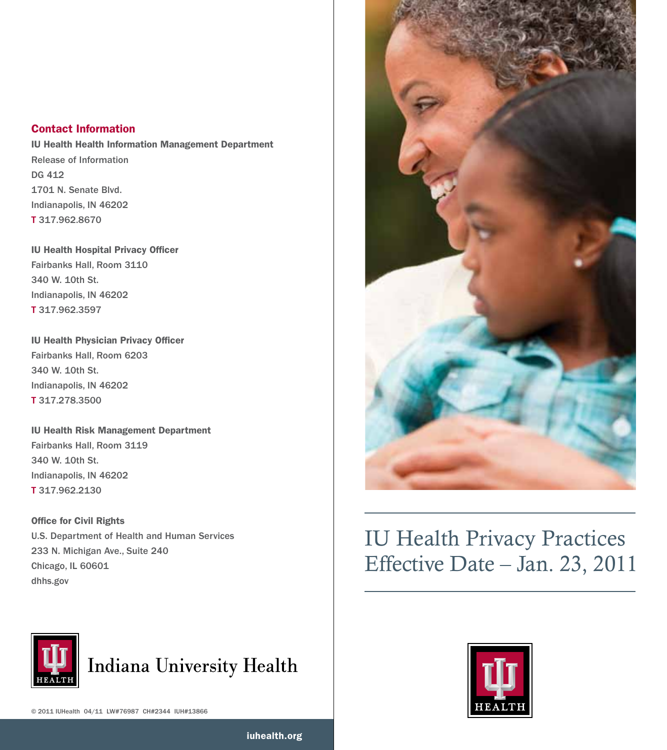# IU Health Privacy Practices Effective Date – Jan. 23, 2011

## Contact Information

**IU Health Health Information Management Department**
Release of Information
DG 412
1701 N. Senate Blvd.
Indianapolis, IN 46202
T 317.962.8670

**IU Health Hospital Privacy Officer**
Fairbanks Hall, Room 3110
340 W. 10th St.
Indianapolis, IN 46202
T 317.962.3597

**IU Health Physician Privacy Officer**
Fairbanks Hall, Room 6203
340 W. 10th St.
Indianapolis, IN 46202
T 317.278.3500

**IU Health Risk Management Department**
Fairbanks Hall, Room 3119
340 W. 10th St.
Indianapolis, IN 46202
T 317.962.2130

**Office for Civil Rights**
U.S. Department of Health and Human Services
233 N. Michigan Ave., Suite 240
Chicago, IL 60601
dhhs.gov

Indiana University Health

© 2011 IUHealth 04/11 LW#76987 CH#2344 IUH#13866

iuhealth.org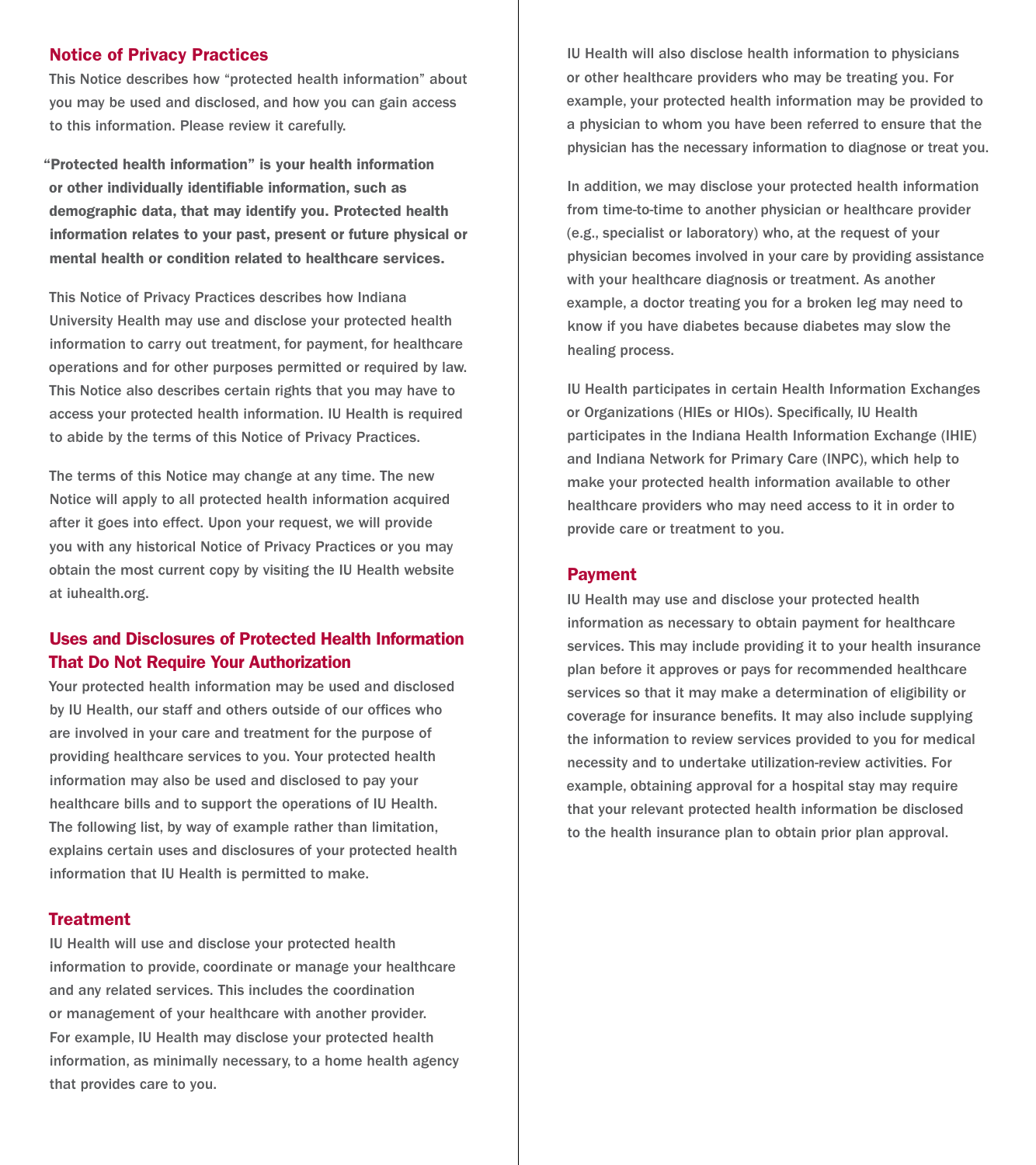## Notice of Privacy Practices

This Notice describes how "protected health information" about you may be used and disclosed, and how you can gain access to this information. Please review it carefully.

**"Protected health information" is your health information or other individually identifiable information, such as demographic data, that may identify you. Protected health information relates to your past, present or future physical or mental health or condition related to healthcare services.**

This Notice of Privacy Practices describes how Indiana University Health may use and disclose your protected health information to carry out treatment, for payment, for healthcare operations and for other purposes permitted or required by law. This Notice also describes certain rights that you may have to access your protected health information. IU Health is required to abide by the terms of this Notice of Privacy Practices.

The terms of this Notice may change at any time. The new Notice will apply to all protected health information acquired after it goes into effect. Upon your request, we will provide you with any historical Notice of Privacy Practices or you may obtain the most current copy by visiting the IU Health website at iuhealth.org.

## Uses and Disclosures of Protected Health Information That Do Not Require Your Authorization

Your protected health information may be used and disclosed by IU Health, our staff and others outside of our offices who are involved in your care and treatment for the purpose of providing healthcare services to you. Your protected health information may also be used and disclosed to pay your healthcare bills and to support the operations of IU Health. The following list, by way of example rather than limitation, explains certain uses and disclosures of your protected health information that IU Health is permitted to make.

### Treatment

IU Health will use and disclose your protected health information to provide, coordinate or manage your healthcare and any related services. This includes the coordination or management of your healthcare with another provider. For example, IU Health may disclose your protected health information, as minimally necessary, to a home health agency that provides care to you.

IU Health will also disclose health information to physicians or other healthcare providers who may be treating you. For example, your protected health information may be provided to a physician to whom you have been referred to ensure that the physician has the necessary information to diagnose or treat you.

In addition, we may disclose your protected health information from time-to-time to another physician or healthcare provider (e.g., specialist or laboratory) who, at the request of your physician becomes involved in your care by providing assistance with your healthcare diagnosis or treatment. As another example, a doctor treating you for a broken leg may need to know if you have diabetes because diabetes may slow the healing process.

IU Health participates in certain Health Information Exchanges or Organizations (HIEs or HIOs). Specifically, IU Health participates in the Indiana Health Information Exchange (IHIE) and Indiana Network for Primary Care (INPC), which help to make your protected health information available to other healthcare providers who may need access to it in order to provide care or treatment to you.

### Payment

IU Health may use and disclose your protected health information as necessary to obtain payment for healthcare services. This may include providing it to your health insurance plan before it approves or pays for recommended healthcare services so that it may make a determination of eligibility or coverage for insurance benefits. It may also include supplying the information to review services provided to you for medical necessity and to undertake utilization-review activities. For example, obtaining approval for a hospital stay may require that your relevant protected health information be disclosed to the health insurance plan to obtain prior plan approval.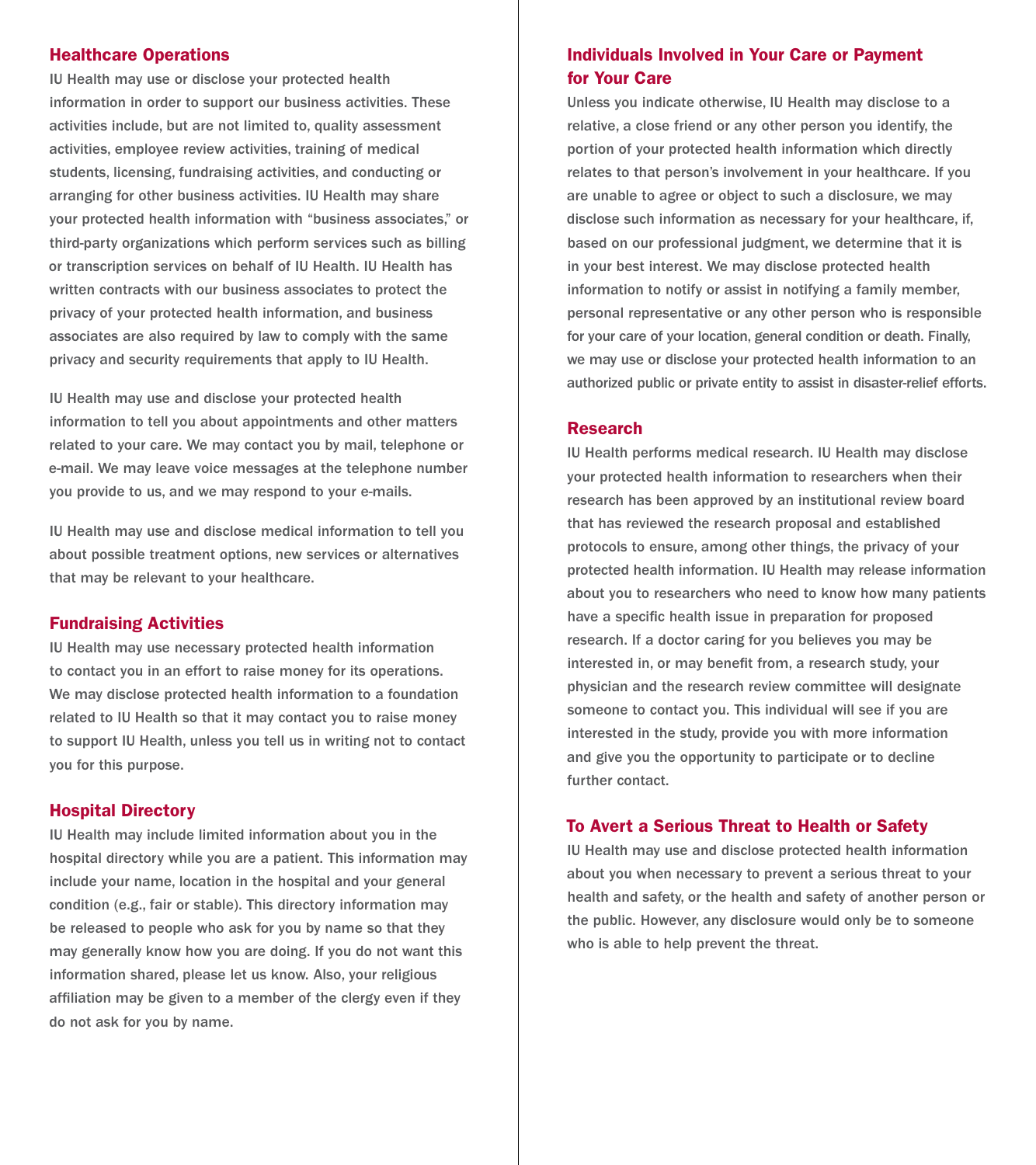## Healthcare Operations

IU Health may use or disclose your protected health information in order to support our business activities. These activities include, but are not limited to, quality assessment activities, employee review activities, training of medical students, licensing, fundraising activities, and conducting or arranging for other business activities. IU Health may share your protected health information with "business associates," or third-party organizations which perform services such as billing or transcription services on behalf of IU Health. IU Health has written contracts with our business associates to protect the privacy of your protected health information, and business associates are also required by law to comply with the same privacy and security requirements that apply to IU Health.

IU Health may use and disclose your protected health information to tell you about appointments and other matters related to your care. We may contact you by mail, telephone or e-mail. We may leave voice messages at the telephone number you provide to us, and we may respond to your e-mails.

IU Health may use and disclose medical information to tell you about possible treatment options, new services or alternatives that may be relevant to your healthcare.

## Fundraising Activities

IU Health may use necessary protected health information to contact you in an effort to raise money for its operations. We may disclose protected health information to a foundation related to IU Health so that it may contact you to raise money to support IU Health, unless you tell us in writing not to contact you for this purpose.

## Hospital Directory

IU Health may include limited information about you in the hospital directory while you are a patient. This information may include your name, location in the hospital and your general condition (e.g., fair or stable). This directory information may be released to people who ask for you by name so that they may generally know how you are doing. If you do not want this information shared, please let us know. Also, your religious affiliation may be given to a member of the clergy even if they do not ask for you by name.

## Individuals Involved in Your Care or Payment for Your Care

Unless you indicate otherwise, IU Health may disclose to a relative, a close friend or any other person you identify, the portion of your protected health information which directly relates to that person's involvement in your healthcare. If you are unable to agree or object to such a disclosure, we may disclose such information as necessary for your healthcare, if, based on our professional judgment, we determine that it is in your best interest. We may disclose protected health information to notify or assist in notifying a family member, personal representative or any other person who is responsible for your care of your location, general condition or death. Finally, we may use or disclose your protected health information to an authorized public or private entity to assist in disaster-relief efforts.

## Research

IU Health performs medical research. IU Health may disclose your protected health information to researchers when their research has been approved by an institutional review board that has reviewed the research proposal and established protocols to ensure, among other things, the privacy of your protected health information. IU Health may release information about you to researchers who need to know how many patients have a specific health issue in preparation for proposed research. If a doctor caring for you believes you may be interested in, or may benefit from, a research study, your physician and the research review committee will designate someone to contact you. This individual will see if you are interested in the study, provide you with more information and give you the opportunity to participate or to decline further contact.

## To Avert a Serious Threat to Health or Safety

IU Health may use and disclose protected health information about you when necessary to prevent a serious threat to your health and safety, or the health and safety of another person or the public. However, any disclosure would only be to someone who is able to help prevent the threat.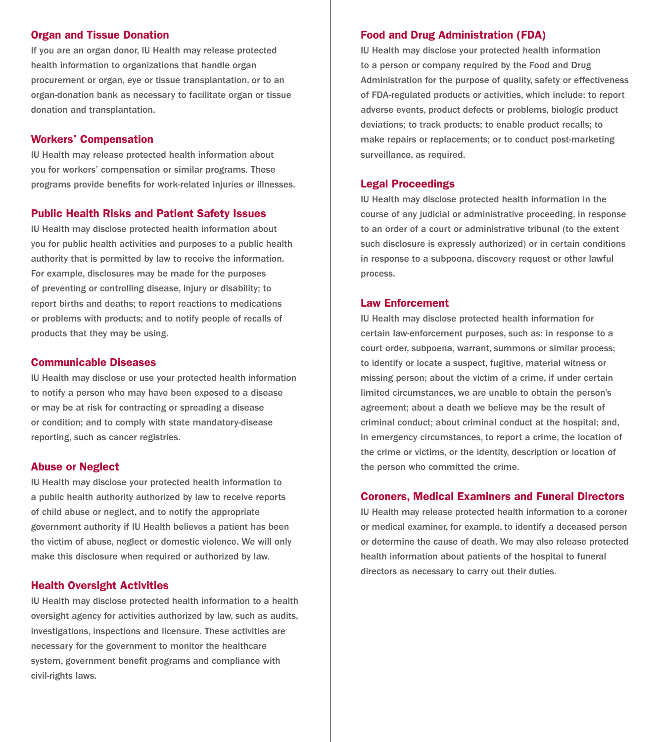## Organ and Tissue Donation

If you are an organ donor, IU Health may release protected health information to organizations that handle organ procurement or organ, eye or tissue transplantation, or to an organ-donation bank as necessary to facilitate organ or tissue donation and transplantation.

## Workers' Compensation

IU Health may release protected health information about you for workers' compensation or similar programs. These programs provide benefits for work-related injuries or illnesses.

## Public Health Risks and Patient Safety Issues

IU Health may disclose protected health information about you for public health activities and purposes to a public health authority that is permitted by law to receive the information. For example, disclosures may be made for the purposes of preventing or controlling disease, injury or disability; to report births and deaths; to report reactions to medications or problems with products; and to notify people of recalls of products that they may be using.

## Communicable Diseases

IU Health may disclose or use your protected health information to notify a person who may have been exposed to a disease or may be at risk for contracting or spreading a disease or condition; and to comply with state mandatory-disease reporting, such as cancer registries.

## Abuse or Neglect

IU Health may disclose your protected health information to a public health authority authorized by law to receive reports of child abuse or neglect, and to notify the appropriate government authority if IU Health believes a patient has been the victim of abuse, neglect or domestic violence. We will only make this disclosure when required or authorized by law.

## Health Oversight Activities

IU Health may disclose protected health information to a health oversight agency for activities authorized by law, such as audits, investigations, inspections and licensure. These activities are necessary for the government to monitor the healthcare system, government benefit programs and compliance with civil-rights laws.

## Food and Drug Administration (FDA)

IU Health may disclose your protected health information to a person or company required by the Food and Drug Administration for the purpose of quality, safety or effectiveness of FDA-regulated products or activities, which include: to report adverse events, product defects or problems, biologic product deviations; to track products; to enable product recalls; to make repairs or replacements; or to conduct post-marketing surveillance, as required.

## Legal Proceedings

IU Health may disclose protected health information in the course of any judicial or administrative proceeding, in response to an order of a court or administrative tribunal (to the extent such disclosure is expressly authorized) or in certain conditions in response to a subpoena, discovery request or other lawful process.

## Law Enforcement

IU Health may disclose protected health information for certain law-enforcement purposes, such as: in response to a court order, subpoena, warrant, summons or similar process; to identify or locate a suspect, fugitive, material witness or missing person; about the victim of a crime, if under certain limited circumstances, we are unable to obtain the person's agreement; about a death we believe may be the result of criminal conduct; about criminal conduct at the hospital; and, in emergency circumstances, to report a crime, the location of the crime or victims, or the identity, description or location of the person who committed the crime.

## Coroners, Medical Examiners and Funeral Directors

IU Health may release protected health information to a coroner or medical examiner, for example, to identify a deceased person or determine the cause of death. We may also release protected health information about patients of the hospital to funeral directors as necessary to carry out their duties.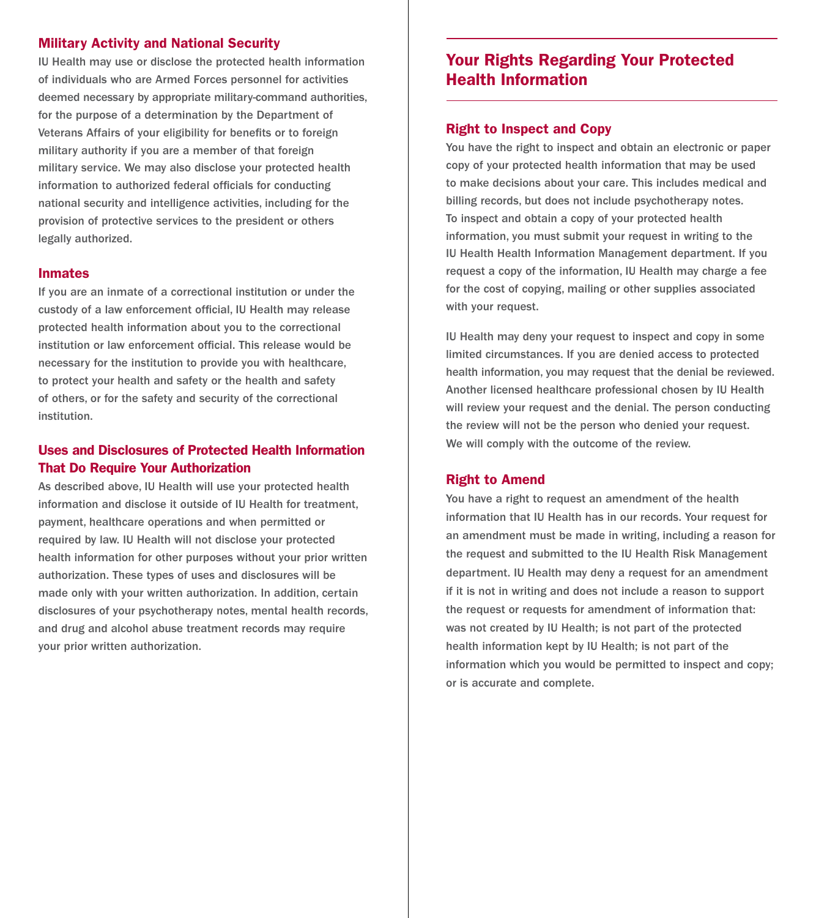### Military Activity and National Security

IU Health may use or disclose the protected health information of individuals who are Armed Forces personnel for activities deemed necessary by appropriate military-command authorities, for the purpose of a determination by the Department of Veterans Affairs of your eligibility for benefits or to foreign military authority if you are a member of that foreign military service. We may also disclose your protected health information to authorized federal officials for conducting national security and intelligence activities, including for the provision of protective services to the president or others legally authorized.

### Inmates

If you are an inmate of a correctional institution or under the custody of a law enforcement official, IU Health may release protected health information about you to the correctional institution or law enforcement official. This release would be necessary for the institution to provide you with healthcare, to protect your health and safety or the health and safety of others, or for the safety and security of the correctional institution.

### Uses and Disclosures of Protected Health Information That Do Require Your Authorization

As described above, IU Health will use your protected health information and disclose it outside of IU Health for treatment, payment, healthcare operations and when permitted or required by law. IU Health will not disclose your protected health information for other purposes without your prior written authorization. These types of uses and disclosures will be made only with your written authorization. In addition, certain disclosures of your psychotherapy notes, mental health records, and drug and alcohol abuse treatment records may require your prior written authorization.

## Your Rights Regarding Your Protected Health Information

### Right to Inspect and Copy

You have the right to inspect and obtain an electronic or paper copy of your protected health information that may be used to make decisions about your care. This includes medical and billing records, but does not include psychotherapy notes. To inspect and obtain a copy of your protected health information, you must submit your request in writing to the IU Health Health Information Management department. If you request a copy of the information, IU Health may charge a fee for the cost of copying, mailing or other supplies associated with your request.

IU Health may deny your request to inspect and copy in some limited circumstances. If you are denied access to protected health information, you may request that the denial be reviewed. Another licensed healthcare professional chosen by IU Health will review your request and the denial. The person conducting the review will not be the person who denied your request. We will comply with the outcome of the review.

### Right to Amend

You have a right to request an amendment of the health information that IU Health has in our records. Your request for an amendment must be made in writing, including a reason for the request and submitted to the IU Health Risk Management department. IU Health may deny a request for an amendment if it is not in writing and does not include a reason to support the request or requests for amendment of information that: was not created by IU Health; is not part of the protected health information kept by IU Health; is not part of the information which you would be permitted to inspect and copy; or is accurate and complete.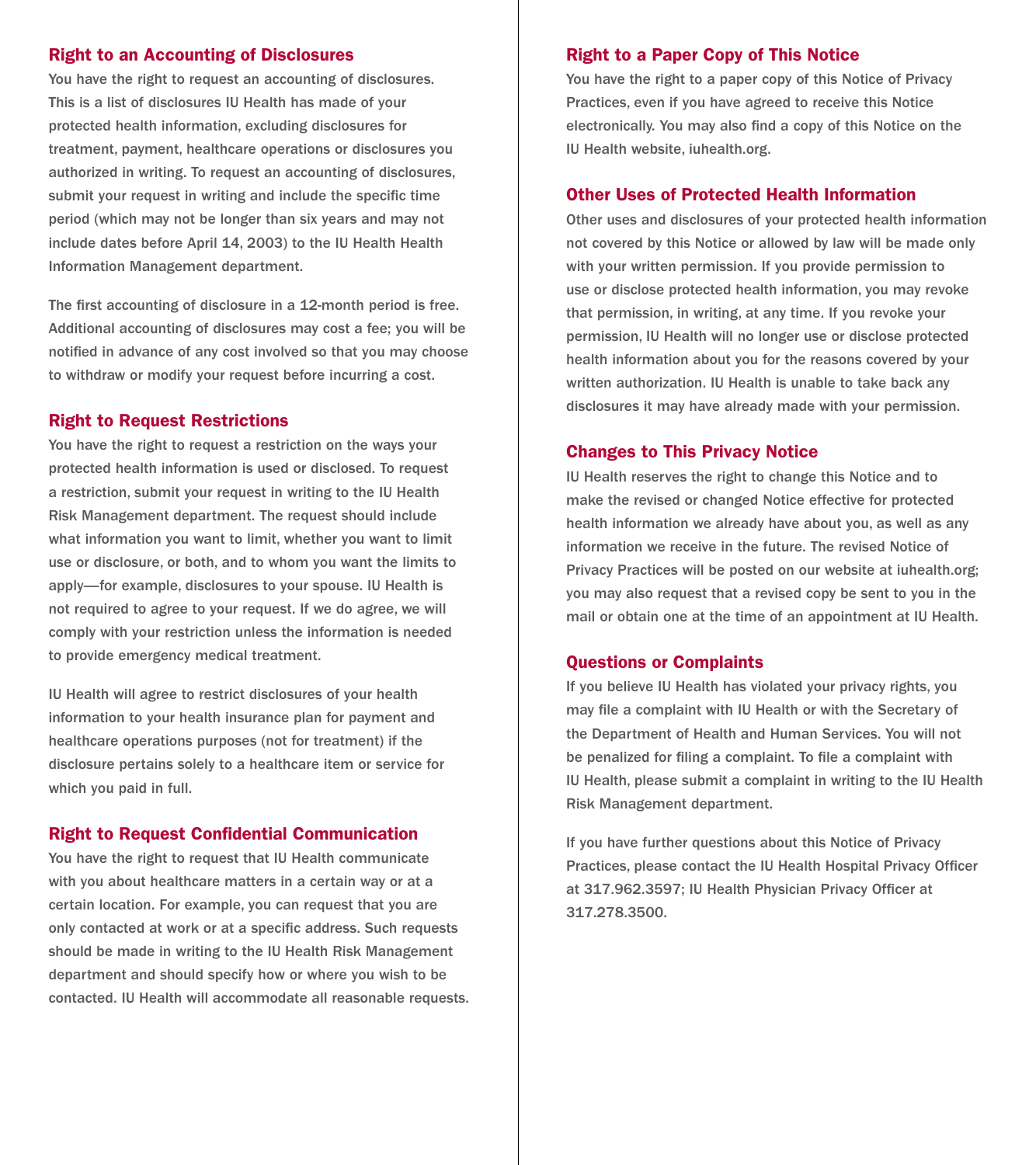### Right to an Accounting of Disclosures

You have the right to request an accounting of disclosures. This is a list of disclosures IU Health has made of your protected health information, excluding disclosures for treatment, payment, healthcare operations or disclosures you authorized in writing. To request an accounting of disclosures, submit your request in writing and include the specific time period (which may not be longer than six years and may not include dates before April 14, 2003) to the IU Health Health Information Management department.

The first accounting of disclosure in a 12-month period is free. Additional accounting of disclosures may cost a fee; you will be notified in advance of any cost involved so that you may choose to withdraw or modify your request before incurring a cost.

### Right to Request Restrictions

You have the right to request a restriction on the ways your protected health information is used or disclosed. To request a restriction, submit your request in writing to the IU Health Risk Management department. The request should include what information you want to limit, whether you want to limit use or disclosure, or both, and to whom you want the limits to apply—for example, disclosures to your spouse. IU Health is not required to agree to your request. If we do agree, we will comply with your restriction unless the information is needed to provide emergency medical treatment.

IU Health will agree to restrict disclosures of your health information to your health insurance plan for payment and healthcare operations purposes (not for treatment) if the disclosure pertains solely to a healthcare item or service for which you paid in full.

### Right to Request Confidential Communication

You have the right to request that IU Health communicate with you about healthcare matters in a certain way or at a certain location. For example, you can request that you are only contacted at work or at a specific address. Such requests should be made in writing to the IU Health Risk Management department and should specify how or where you wish to be contacted. IU Health will accommodate all reasonable requests.

### Right to a Paper Copy of This Notice

You have the right to a paper copy of this Notice of Privacy Practices, even if you have agreed to receive this Notice electronically. You may also find a copy of this Notice on the IU Health website, iuhealth.org.

### Other Uses of Protected Health Information

Other uses and disclosures of your protected health information not covered by this Notice or allowed by law will be made only with your written permission. If you provide permission to use or disclose protected health information, you may revoke that permission, in writing, at any time. If you revoke your permission, IU Health will no longer use or disclose protected health information about you for the reasons covered by your written authorization. IU Health is unable to take back any disclosures it may have already made with your permission.

### Changes to This Privacy Notice

IU Health reserves the right to change this Notice and to make the revised or changed Notice effective for protected health information we already have about you, as well as any information we receive in the future. The revised Notice of Privacy Practices will be posted on our website at iuhealth.org; you may also request that a revised copy be sent to you in the mail or obtain one at the time of an appointment at IU Health.

### Questions or Complaints

If you believe IU Health has violated your privacy rights, you may file a complaint with IU Health or with the Secretary of the Department of Health and Human Services. You will not be penalized for filing a complaint. To file a complaint with IU Health, please submit a complaint in writing to the IU Health Risk Management department.

If you have further questions about this Notice of Privacy Practices, please contact the IU Health Hospital Privacy Officer at 317.962.3597; IU Health Physician Privacy Officer at 317.278.3500.